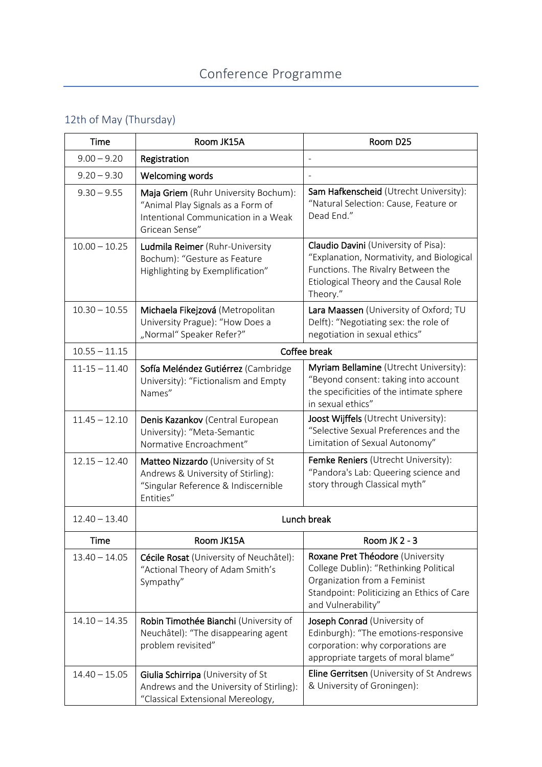# Conference Programme

## 12th of May (Thursday)

| Time | Room JK15A | Room D25 |
|---|---|---|
| 9.00 – 9.20 | **Registration** | - |
| 9.20 – 9.30 | **Welcoming words** | - |
| 9.30 – 9.55 | **Maja Griem** (Ruhr University Bochum): "Animal Play Signals as a Form of Intentional Communication in a Weak Gricean Sense" | **Sam Hafkenscheid** (Utrecht University): "Natural Selection: Cause, Feature or Dead End." |
| 10.00 – 10.25 | **Ludmila Reimer** (Ruhr-University Bochum): "Gesture as Feature Highlighting by Exemplification" | **Claudio Davini** (University of Pisa): "Explanation, Normativity, and Biological Functions. The Rivalry Between the Etiological Theory and the Causal Role Theory." |
| 10.30 – 10.55 | **Michaela Fikejzová** (Metropolitan University Prague): "How Does a „Normal" Speaker Refer?" | **Lara Maassen** (University of Oxford; TU Delft): "Negotiating sex: the role of negotiation in sexual ethics" |
| 10.55 – 11.15 | **Coffee break** | |
| 11-15 – 11.40 | **Sofía Meléndez Gutiérrez** (Cambridge University): "Fictionalism and Empty Names" | **Myriam Bellamine** (Utrecht University): "Beyond consent: taking into account the specificities of the intimate sphere in sexual ethics" |
| 11.45 – 12.10 | **Denis Kazankov** (Central European University): "Meta-Semantic Normative Encroachment" | **Joost Wijffels** (Utrecht University): "Selective Sexual Preferences and the Limitation of Sexual Autonomy" |
| 12.15 – 12.40 | **Matteo Nizzardo** (University of St Andrews & University of Stirling): "Singular Reference & Indiscernible Entities" | **Femke Reniers** (Utrecht University): "Pandora's Lab: Queering science and story through Classical myth" |
| 12.40 – 13.40 | **Lunch break** | |
| Time | Room JK15A | Room JK 2 - 3 |
| 13.40 – 14.05 | **Cécile Rosat** (University of Neuchâtel): "Actional Theory of Adam Smith's Sympathy" | **Roxane Pret Théodore** (University College Dublin): "Rethinking Political Organization from a Feminist Standpoint: Politicizing an Ethics of Care and Vulnerability" |
| 14.10 – 14.35 | **Robin Timothée Bianchi** (University of Neuchâtel): "The disappearing agent problem revisited" | **Joseph Conrad** (University of Edinburgh): "The emotions-responsive corporation: why corporations are appropriate targets of moral blame" |
| 14.40 – 15.05 | **Giulia Schirripa** (University of St Andrews and the University of Stirling): "Classical Extensional Mereology, | **Eline Gerritsen** (University of St Andrews & University of Groningen): |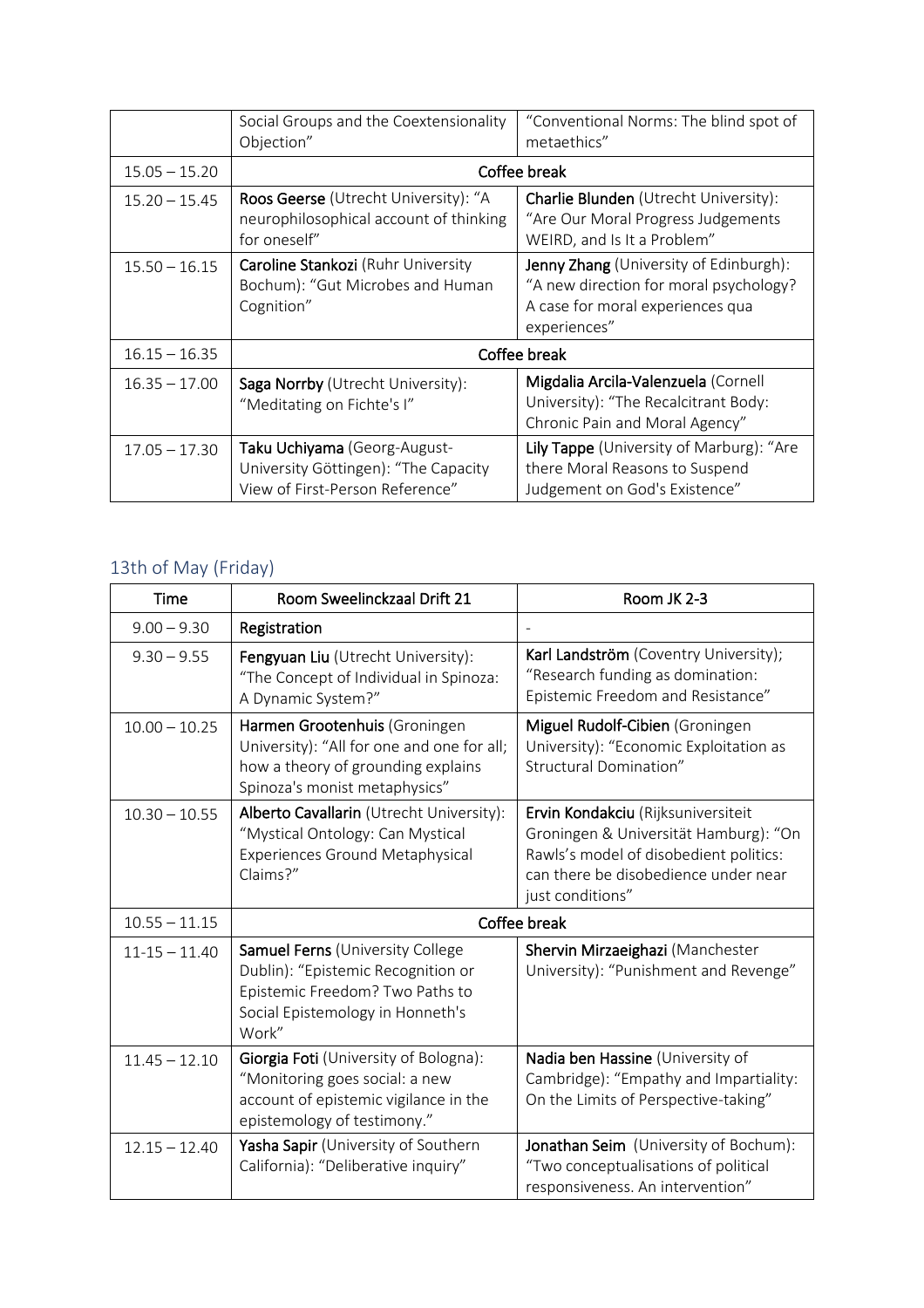|  | Social Groups and the Coextensionality Objection” | “Conventional Norms: The blind spot of metaethics” |
|---|---|---|
| 15.05 – 15.20 | Coffee break | |
| 15.20 – 15.45 | **Roos Geerse** (Utrecht University): “A neurophilosophical account of thinking for oneself” | **Charlie Blunden** (Utrecht University): “Are Our Moral Progress Judgements WEIRD, and Is It a Problem” |
| 15.50 – 16.15 | **Caroline Stankozi** (Ruhr University Bochum): “Gut Microbes and Human Cognition” | **Jenny Zhang** (University of Edinburgh): “A new direction for moral psychology? A case for moral experiences qua experiences” |
| 16.15 – 16.35 | Coffee break | |
| 16.35 – 17.00 | **Saga Norrby** (Utrecht University): “Meditating on Fichte's I” | **Migdalia Arcila-Valenzuela** (Cornell University): “The Recalcitrant Body: Chronic Pain and Moral Agency” |
| 17.05 – 17.30 | **Taku Uchiyama** (Georg-August-University Göttingen): “The Capacity View of First-Person Reference” | **Lily Tappe** (University of Marburg): “Are there Moral Reasons to Suspend Judgement on God's Existence” |

## 13th of May (Friday)

| Time | Room Sweelinckzaal Drift 21 | Room JK 2-3 |
|---|---|---|
| 9.00 – 9.30 | **Registration** | - |
| 9.30 – 9.55 | **Fengyuan Liu** (Utrecht University): “The Concept of Individual in Spinoza: A Dynamic System?” | **Karl Landström** (Coventry University); “Research funding as domination: Epistemic Freedom and Resistance” |
| 10.00 – 10.25 | **Harmen Grootenhuis** (Groningen University): “All for one and one for all; how a theory of grounding explains Spinoza's monist metaphysics” | **Miguel Rudolf-Cibien** (Groningen University): “Economic Exploitation as Structural Domination” |
| 10.30 – 10.55 | **Alberto Cavallarin** (Utrecht University): “Mystical Ontology: Can Mystical Experiences Ground Metaphysical Claims?” | **Ervin Kondakciu** (Rijksuniversiteit Groningen & Universität Hamburg): “On Rawls's model of disobedient politics: can there be disobedience under near just conditions” |
| 10.55 – 11.15 | Coffee break | |
| 11-15 – 11.40 | **Samuel Ferns** (University College Dublin): “Epistemic Recognition or Epistemic Freedom? Two Paths to Social Epistemology in Honneth's Work” | **Shervin Mirzaeighazi** (Manchester University): “Punishment and Revenge” |
| 11.45 – 12.10 | **Giorgia Foti** (University of Bologna): “Monitoring goes social: a new account of epistemic vigilance in the epistemology of testimony.” | **Nadia ben Hassine** (University of Cambridge): “Empathy and Impartiality: On the Limits of Perspective-taking” |
| 12.15 – 12.40 | **Yasha Sapir** (University of Southern California): “Deliberative inquiry” | **Jonathan Seim** (University of Bochum): “Two conceptualisations of political responsiveness. An intervention” |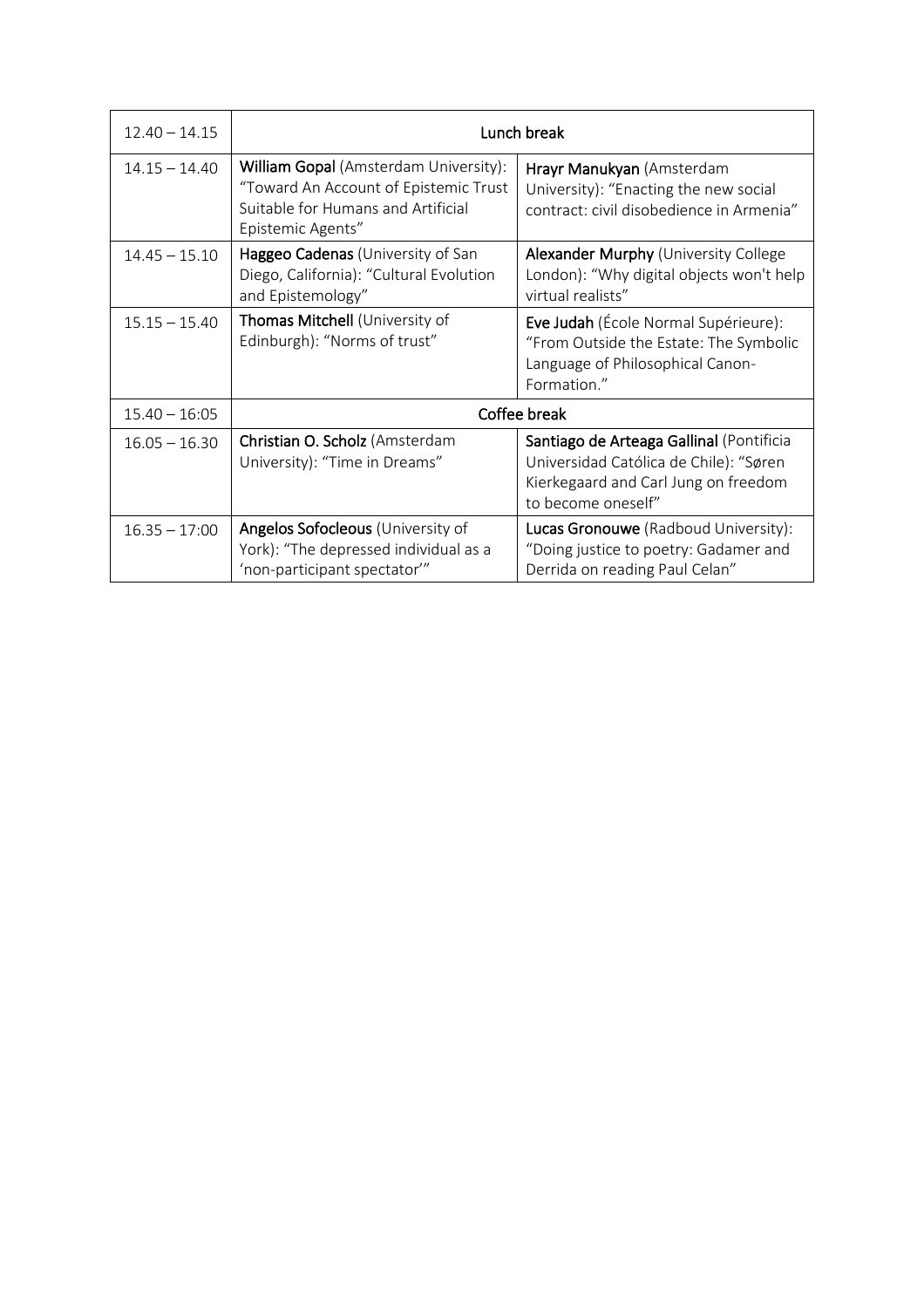| | | |
|---|---|---|
| 12.40 – 14.15 | Lunch break | |
| 14.15 – 14.40 | **William Gopal** (Amsterdam University): “Toward An Account of Epistemic Trust Suitable for Humans and Artificial Epistemic Agents” | **Hrayr Manukyan** (Amsterdam University): “Enacting the new social contract: civil disobedience in Armenia” |
| 14.45 – 15.10 | **Haggeo Cadenas** (University of San Diego, California): “Cultural Evolution and Epistemology” | **Alexander Murphy** (University College London): “Why digital objects won't help virtual realists” |
| 15.15 – 15.40 | **Thomas Mitchell** (University of Edinburgh): “Norms of trust” | **Eve Judah** (École Normal Supérieure): “From Outside the Estate: The Symbolic Language of Philosophical Canon-Formation.” |
| 15.40 – 16:05 | Coffee break | |
| 16.05 – 16.30 | **Christian O. Scholz** (Amsterdam University): “Time in Dreams” | **Santiago de Arteaga Gallinal** (Pontificia Universidad Católica de Chile): “Søren Kierkegaard and Carl Jung on freedom to become oneself” |
| 16.35 – 17:00 | **Angelos Sofocleous** (University of York): “The depressed individual as a ‘non-participant spectator’” | **Lucas Gronouwe** (Radboud University): “Doing justice to poetry: Gadamer and Derrida on reading Paul Celan” |